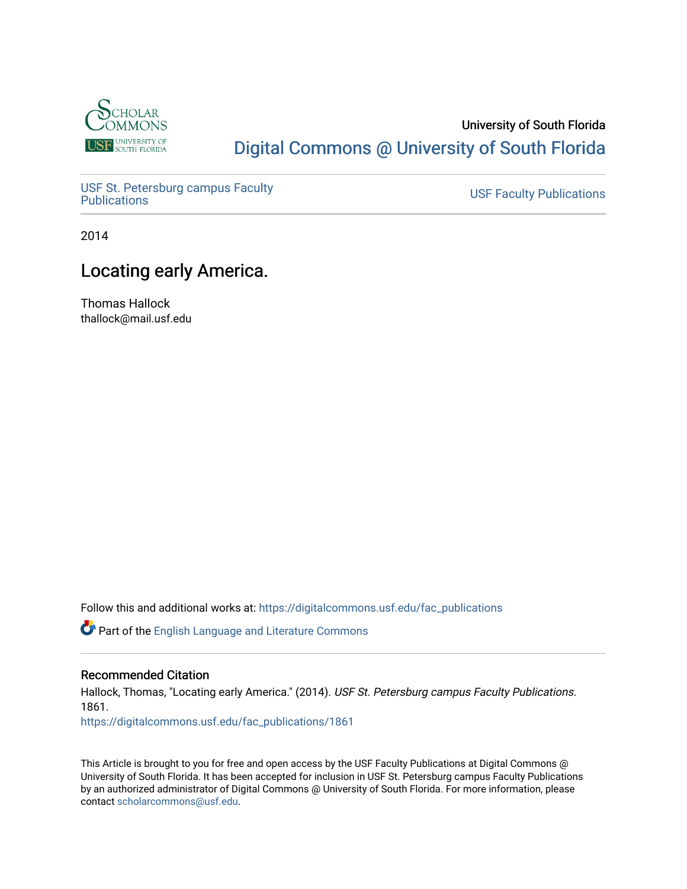University of South Florida

Digital Commons @ University of South Florida

USF St. Petersburg campus Faculty Publications

USF Faculty Publications

2014

# Locating early America.

Thomas Hallock
thallock@mail.usf.edu

Follow this and additional works at: https://digitalcommons.usf.edu/fac_publications

Part of the English Language and Literature Commons

## Recommended Citation

Hallock, Thomas, "Locating early America." (2014). *USF St. Petersburg campus Faculty Publications*. 1861.
https://digitalcommons.usf.edu/fac_publications/1861

This Article is brought to you for free and open access by the USF Faculty Publications at Digital Commons @ University of South Florida. It has been accepted for inclusion in USF St. Petersburg campus Faculty Publications by an authorized administrator of Digital Commons @ University of South Florida. For more information, please contact scholarcommons@usf.edu.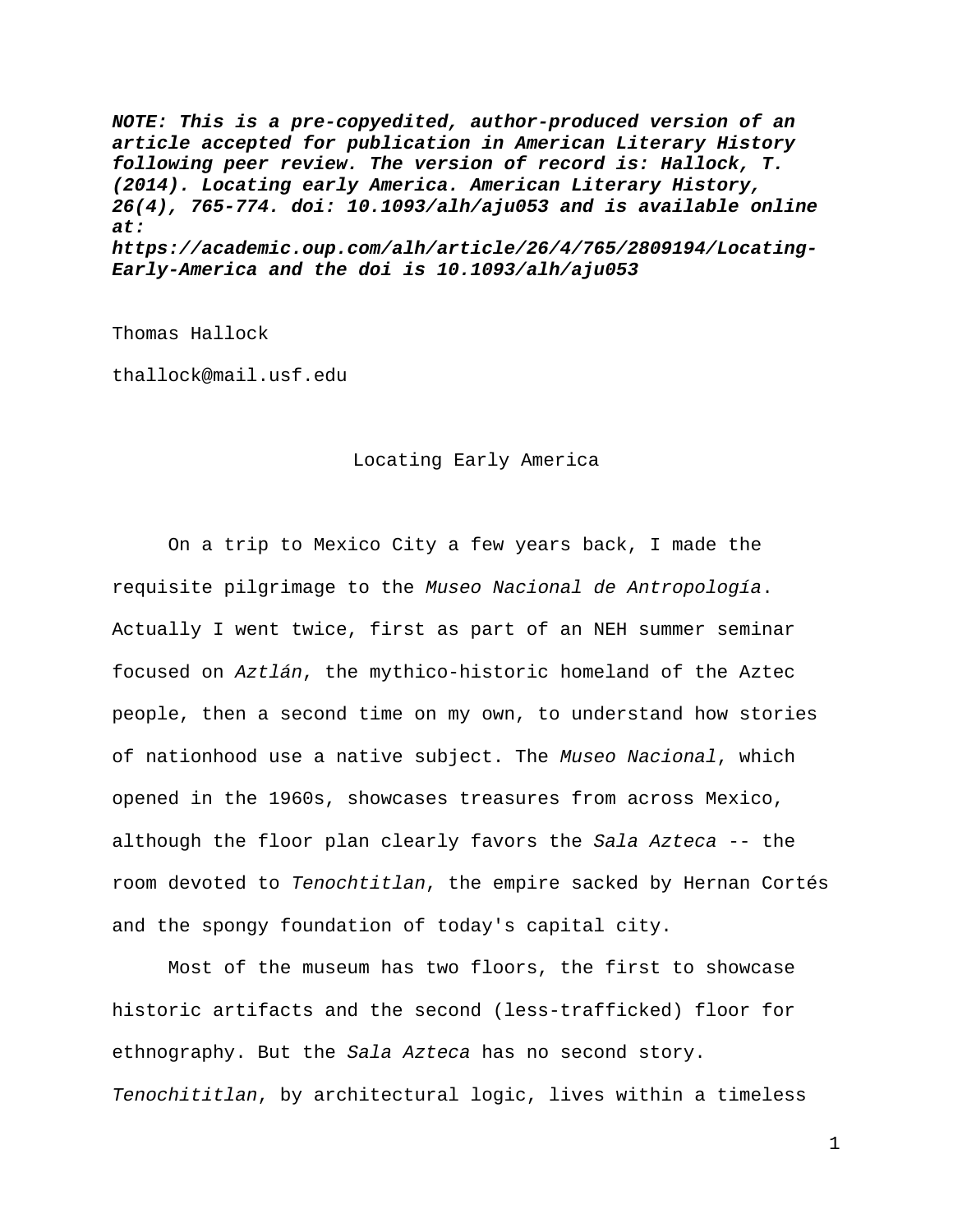***NOTE: This is a pre-copyedited, author-produced version of an article accepted for publication in American Literary History following peer review. The version of record is: Hallock, T. (2014). Locating early America. American Literary History, 26(4), 765-774. doi: 10.1093/alh/aju053 and is available online at: https://academic.oup.com/alh/article/26/4/765/2809194/Locating-Early-America and the doi is 10.1093/alh/aju053***

Thomas Hallock

thallock@mail.usf.edu

# Locating Early America

On a trip to Mexico City a few years back, I made the requisite pilgrimage to the *Museo Nacional de Antropología*. Actually I went twice, first as part of an NEH summer seminar focused on *Aztlán*, the mythico-historic homeland of the Aztec people, then a second time on my own, to understand how stories of nationhood use a native subject. The *Museo Nacional*, which opened in the 1960s, showcases treasures from across Mexico, although the floor plan clearly favors the *Sala Azteca* -- the room devoted to *Tenochtitlan*, the empire sacked by Hernan Cortés and the spongy foundation of today's capital city.

Most of the museum has two floors, the first to showcase historic artifacts and the second (less-trafficked) floor for ethnography. But the *Sala Azteca* has no second story. *Tenochititlan*, by architectural logic, lives within a timeless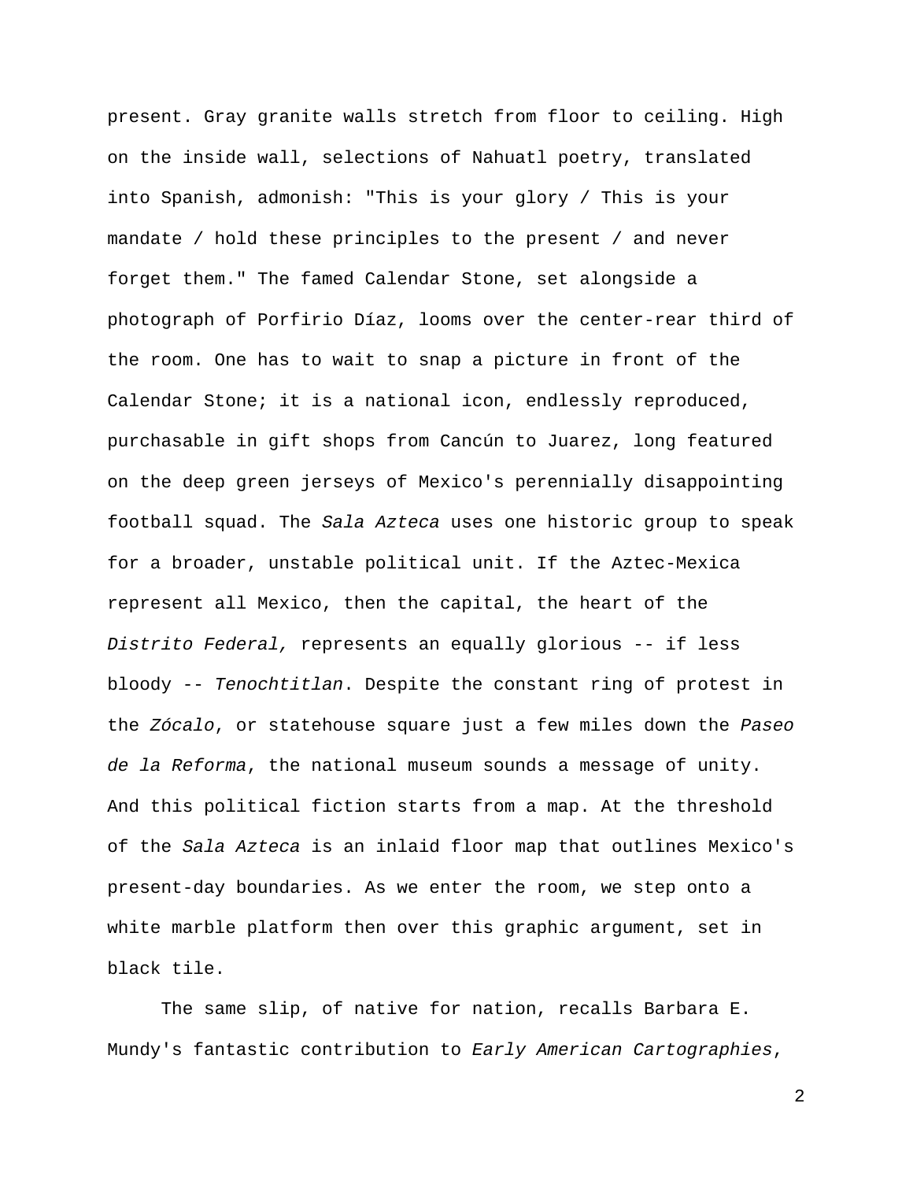present. Gray granite walls stretch from floor to ceiling. High on the inside wall, selections of Nahuatl poetry, translated into Spanish, admonish: "This is your glory / This is your mandate / hold these principles to the present / and never forget them." The famed Calendar Stone, set alongside a photograph of Porfirio Díaz, looms over the center-rear third of the room. One has to wait to snap a picture in front of the Calendar Stone; it is a national icon, endlessly reproduced, purchasable in gift shops from Cancún to Juarez, long featured on the deep green jerseys of Mexico's perennially disappointing football squad. The *Sala Azteca* uses one historic group to speak for a broader, unstable political unit. If the Aztec-Mexica represent all Mexico, then the capital, the heart of the *Distrito Federal,* represents an equally glorious -- if less bloody -- *Tenochtitlan*. Despite the constant ring of protest in the *Zócalo*, or statehouse square just a few miles down the *Paseo de la Reforma*, the national museum sounds a message of unity. And this political fiction starts from a map. At the threshold of the *Sala Azteca* is an inlaid floor map that outlines Mexico's present-day boundaries. As we enter the room, we step onto a white marble platform then over this graphic argument, set in black tile.

The same slip, of native for nation, recalls Barbara E. Mundy's fantastic contribution to *Early American Cartographies*,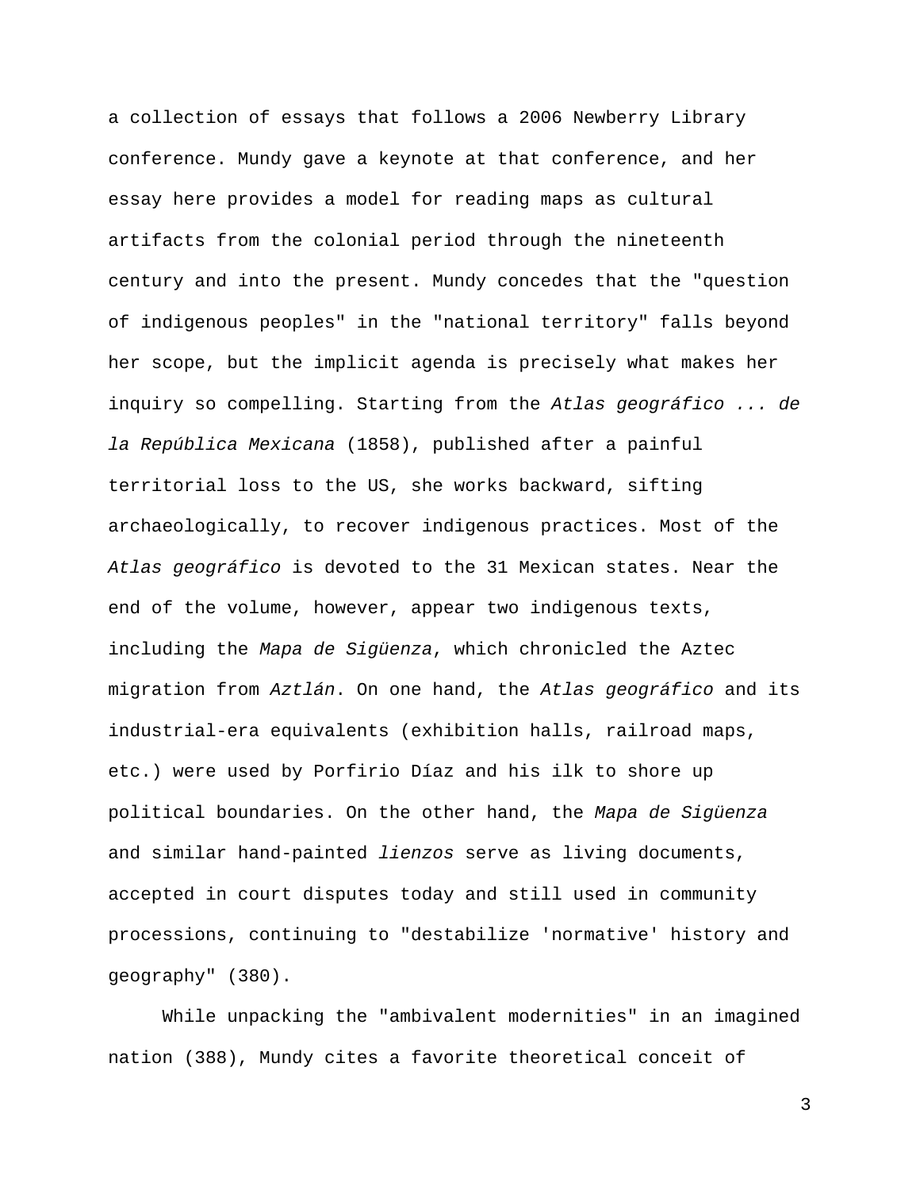a collection of essays that follows a 2006 Newberry Library conference. Mundy gave a keynote at that conference, and her essay here provides a model for reading maps as cultural artifacts from the colonial period through the nineteenth century and into the present. Mundy concedes that the "question of indigenous peoples" in the "national territory" falls beyond her scope, but the implicit agenda is precisely what makes her inquiry so compelling. Starting from the *Atlas geográfico ... de la República Mexicana* (1858), published after a painful territorial loss to the US, she works backward, sifting archaeologically, to recover indigenous practices. Most of the *Atlas geográfico* is devoted to the 31 Mexican states. Near the end of the volume, however, appear two indigenous texts, including the *Mapa de Sigüenza*, which chronicled the Aztec migration from *Aztlán*. On one hand, the *Atlas geográfico* and its industrial-era equivalents (exhibition halls, railroad maps, etc.) were used by Porfirio Díaz and his ilk to shore up political boundaries. On the other hand, the *Mapa de Sigüenza* and similar hand-painted *lienzos* serve as living documents, accepted in court disputes today and still used in community processions, continuing to "destabilize 'normative' history and geography" (380).

While unpacking the "ambivalent modernities" in an imagined nation (388), Mundy cites a favorite theoretical conceit of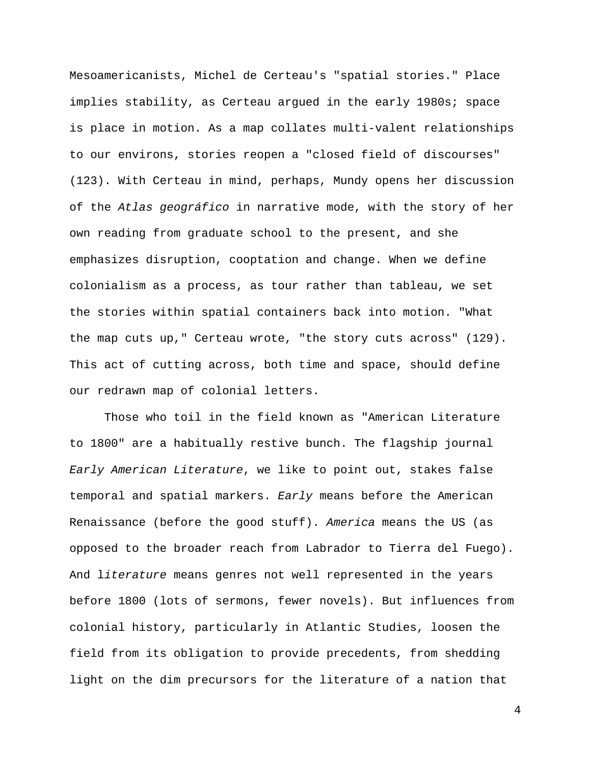Mesoamericanists, Michel de Certeau's "spatial stories." Place implies stability, as Certeau argued in the early 1980s; space is place in motion. As a map collates multi-valent relationships to our environs, stories reopen a "closed field of discourses" (123). With Certeau in mind, perhaps, Mundy opens her discussion of the *Atlas geográfico* in narrative mode, with the story of her own reading from graduate school to the present, and she emphasizes disruption, cooptation and change. When we define colonialism as a process, as tour rather than tableau, we set the stories within spatial containers back into motion. "What the map cuts up," Certeau wrote, "the story cuts across" (129). This act of cutting across, both time and space, should define our redrawn map of colonial letters.

Those who toil in the field known as "American Literature to 1800" are a habitually restive bunch. The flagship journal *Early American Literature*, we like to point out, stakes false temporal and spatial markers. *Early* means before the American Renaissance (before the good stuff). *America* means the US (as opposed to the broader reach from Labrador to Tierra del Fuego). And l*iterature* means genres not well represented in the years before 1800 (lots of sermons, fewer novels). But influences from colonial history, particularly in Atlantic Studies, loosen the field from its obligation to provide precedents, from shedding light on the dim precursors for the literature of a nation that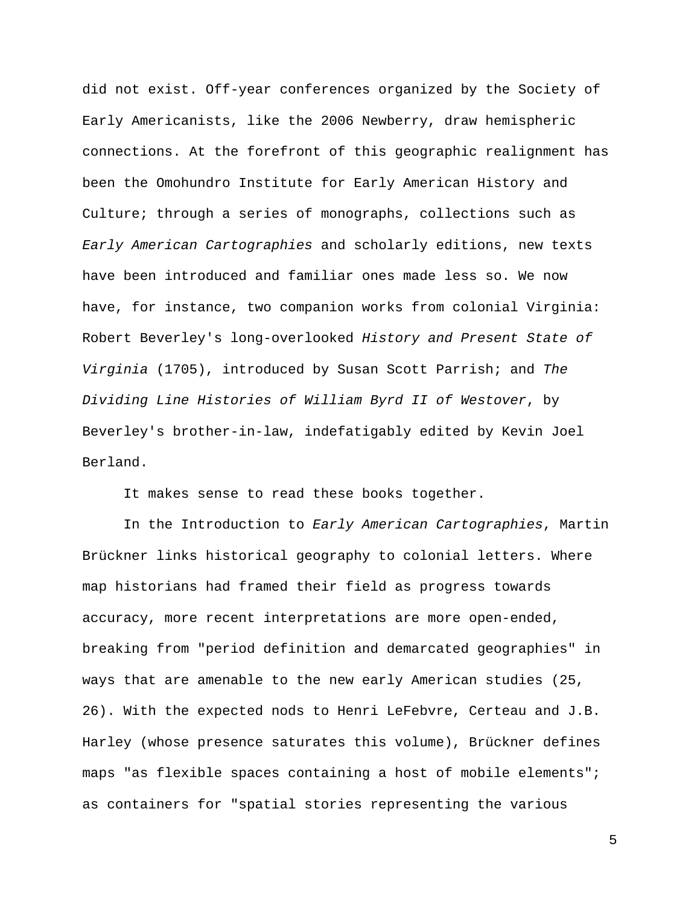did not exist. Off-year conferences organized by the Society of Early Americanists, like the 2006 Newberry, draw hemispheric connections. At the forefront of this geographic realignment has been the Omohundro Institute for Early American History and Culture; through a series of monographs, collections such as *Early American Cartographies* and scholarly editions, new texts have been introduced and familiar ones made less so. We now have, for instance, two companion works from colonial Virginia: Robert Beverley's long-overlooked *History and Present State of Virginia* (1705), introduced by Susan Scott Parrish; and *The Dividing Line Histories of William Byrd II of Westover*, by Beverley's brother-in-law, indefatigably edited by Kevin Joel Berland.

It makes sense to read these books together.

In the Introduction to *Early American Cartographies*, Martin Brückner links historical geography to colonial letters. Where map historians had framed their field as progress towards accuracy, more recent interpretations are more open-ended, breaking from "period definition and demarcated geographies" in ways that are amenable to the new early American studies (25, 26). With the expected nods to Henri LeFebvre, Certeau and J.B. Harley (whose presence saturates this volume), Brückner defines maps "as flexible spaces containing a host of mobile elements"; as containers for "spatial stories representing the various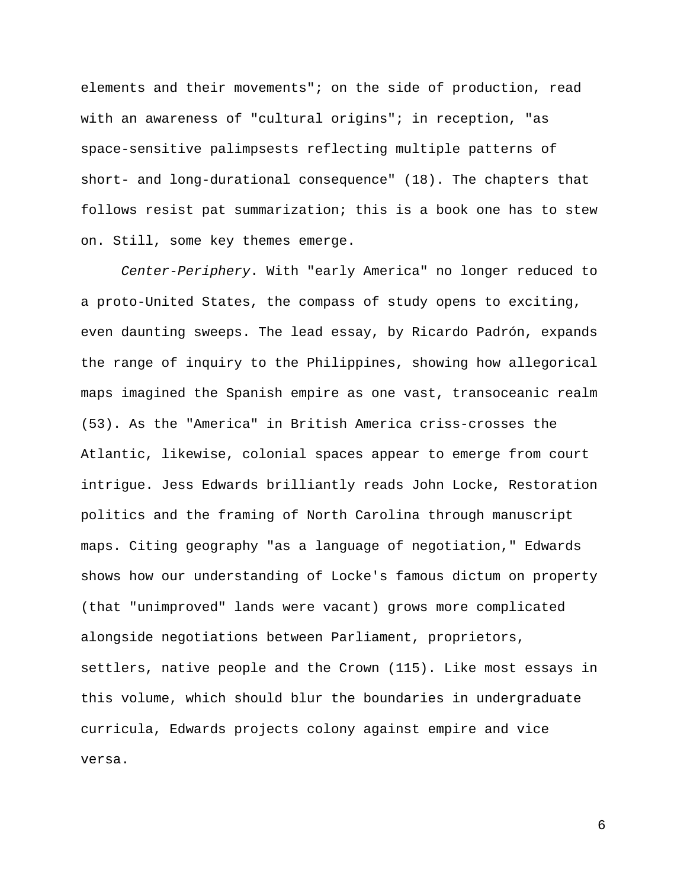elements and their movements"; on the side of production, read with an awareness of "cultural origins"; in reception, "as space-sensitive palimpsests reflecting multiple patterns of short- and long-durational consequence" (18). The chapters that follows resist pat summarization; this is a book one has to stew on. Still, some key themes emerge.

*Center-Periphery*. With "early America" no longer reduced to a proto-United States, the compass of study opens to exciting, even daunting sweeps. The lead essay, by Ricardo Padrón, expands the range of inquiry to the Philippines, showing how allegorical maps imagined the Spanish empire as one vast, transoceanic realm (53). As the "America" in British America criss-crosses the Atlantic, likewise, colonial spaces appear to emerge from court intrigue. Jess Edwards brilliantly reads John Locke, Restoration politics and the framing of North Carolina through manuscript maps. Citing geography "as a language of negotiation," Edwards shows how our understanding of Locke's famous dictum on property (that "unimproved" lands were vacant) grows more complicated alongside negotiations between Parliament, proprietors, settlers, native people and the Crown (115). Like most essays in this volume, which should blur the boundaries in undergraduate curricula, Edwards projects colony against empire and vice versa.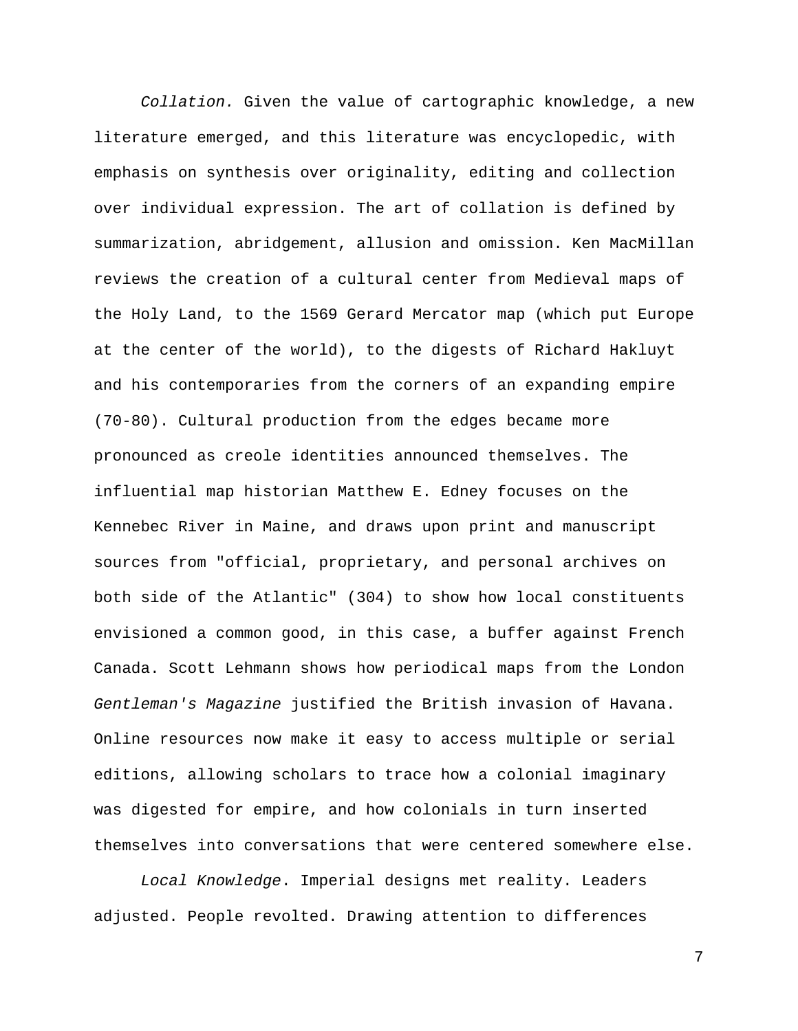*Collation.* Given the value of cartographic knowledge, a new literature emerged, and this literature was encyclopedic, with emphasis on synthesis over originality, editing and collection over individual expression. The art of collation is defined by summarization, abridgement, allusion and omission. Ken MacMillan reviews the creation of a cultural center from Medieval maps of the Holy Land, to the 1569 Gerard Mercator map (which put Europe at the center of the world), to the digests of Richard Hakluyt and his contemporaries from the corners of an expanding empire (70-80). Cultural production from the edges became more pronounced as creole identities announced themselves. The influential map historian Matthew E. Edney focuses on the Kennebec River in Maine, and draws upon print and manuscript sources from "official, proprietary, and personal archives on both side of the Atlantic" (304) to show how local constituents envisioned a common good, in this case, a buffer against French Canada. Scott Lehmann shows how periodical maps from the London *Gentleman's Magazine* justified the British invasion of Havana. Online resources now make it easy to access multiple or serial editions, allowing scholars to trace how a colonial imaginary was digested for empire, and how colonials in turn inserted themselves into conversations that were centered somewhere else.

*Local Knowledge*. Imperial designs met reality. Leaders adjusted. People revolted. Drawing attention to differences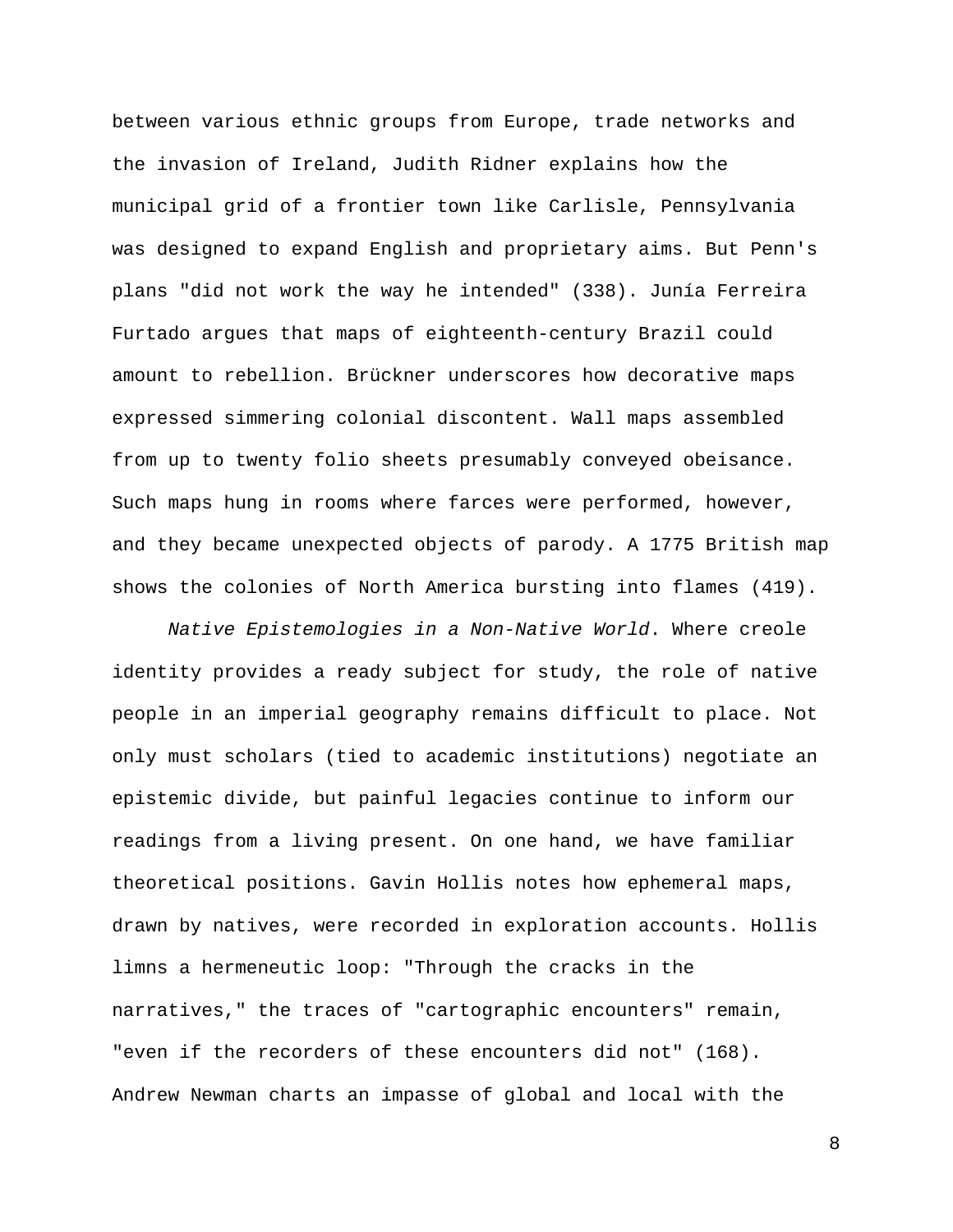between various ethnic groups from Europe, trade networks and the invasion of Ireland, Judith Ridner explains how the municipal grid of a frontier town like Carlisle, Pennsylvania was designed to expand English and proprietary aims. But Penn's plans "did not work the way he intended" (338). Junía Ferreira Furtado argues that maps of eighteenth-century Brazil could amount to rebellion. Brückner underscores how decorative maps expressed simmering colonial discontent. Wall maps assembled from up to twenty folio sheets presumably conveyed obeisance. Such maps hung in rooms where farces were performed, however, and they became unexpected objects of parody. A 1775 British map shows the colonies of North America bursting into flames (419).

*Native Epistemologies in a Non-Native World*. Where creole identity provides a ready subject for study, the role of native people in an imperial geography remains difficult to place. Not only must scholars (tied to academic institutions) negotiate an epistemic divide, but painful legacies continue to inform our readings from a living present. On one hand, we have familiar theoretical positions. Gavin Hollis notes how ephemeral maps, drawn by natives, were recorded in exploration accounts. Hollis limns a hermeneutic loop: "Through the cracks in the narratives," the traces of "cartographic encounters" remain, "even if the recorders of these encounters did not" (168). Andrew Newman charts an impasse of global and local with the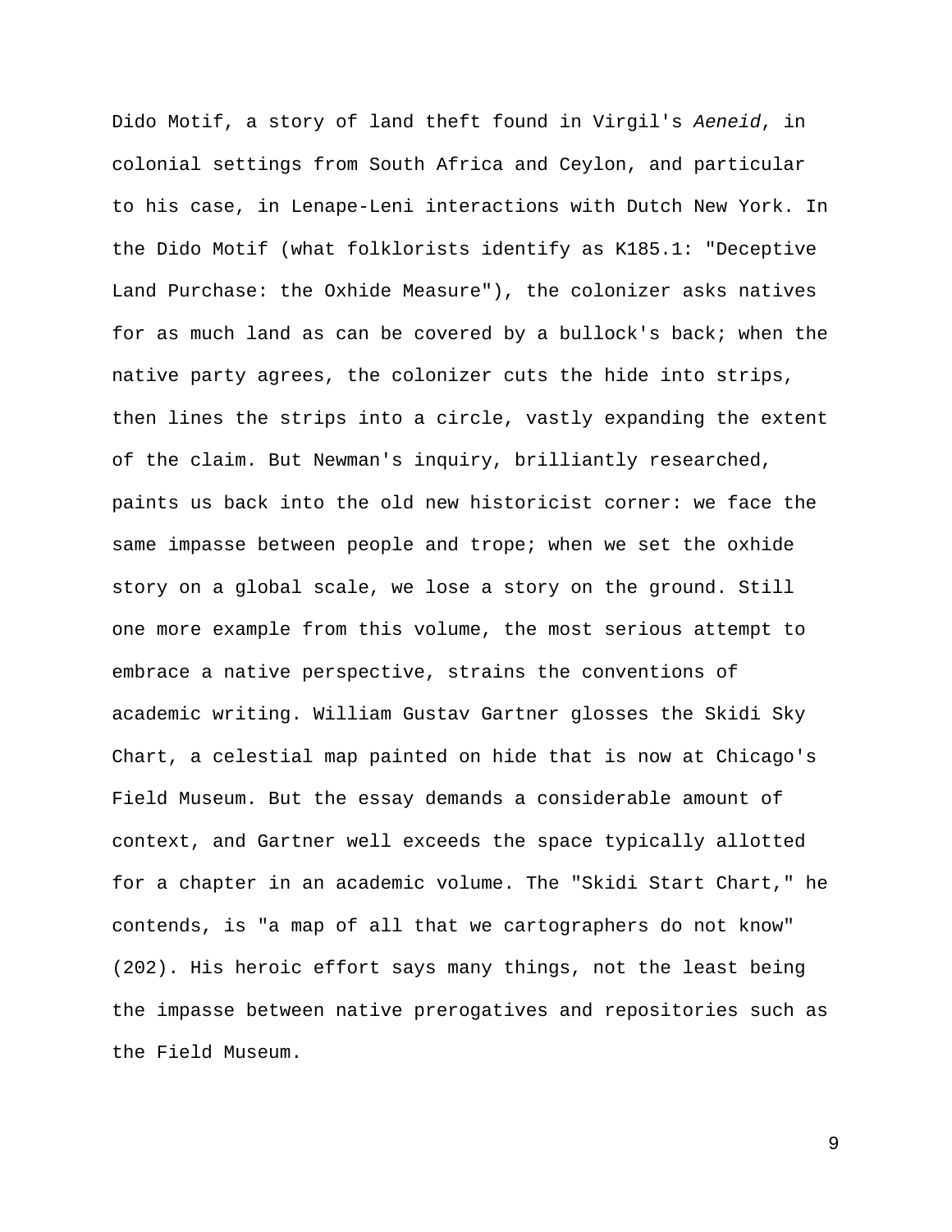Dido Motif, a story of land theft found in Virgil's *Aeneid*, in colonial settings from South Africa and Ceylon, and particular to his case, in Lenape-Leni interactions with Dutch New York. In the Dido Motif (what folklorists identify as K185.1: "Deceptive Land Purchase: the Oxhide Measure"), the colonizer asks natives for as much land as can be covered by a bullock's back; when the native party agrees, the colonizer cuts the hide into strips, then lines the strips into a circle, vastly expanding the extent of the claim. But Newman's inquiry, brilliantly researched, paints us back into the old new historicist corner: we face the same impasse between people and trope; when we set the oxhide story on a global scale, we lose a story on the ground. Still one more example from this volume, the most serious attempt to embrace a native perspective, strains the conventions of academic writing. William Gustav Gartner glosses the Skidi Sky Chart, a celestial map painted on hide that is now at Chicago's Field Museum. But the essay demands a considerable amount of context, and Gartner well exceeds the space typically allotted for a chapter in an academic volume. The "Skidi Start Chart," he contends, is "a map of all that we cartographers do not know" (202). His heroic effort says many things, not the least being the impasse between native prerogatives and repositories such as the Field Museum.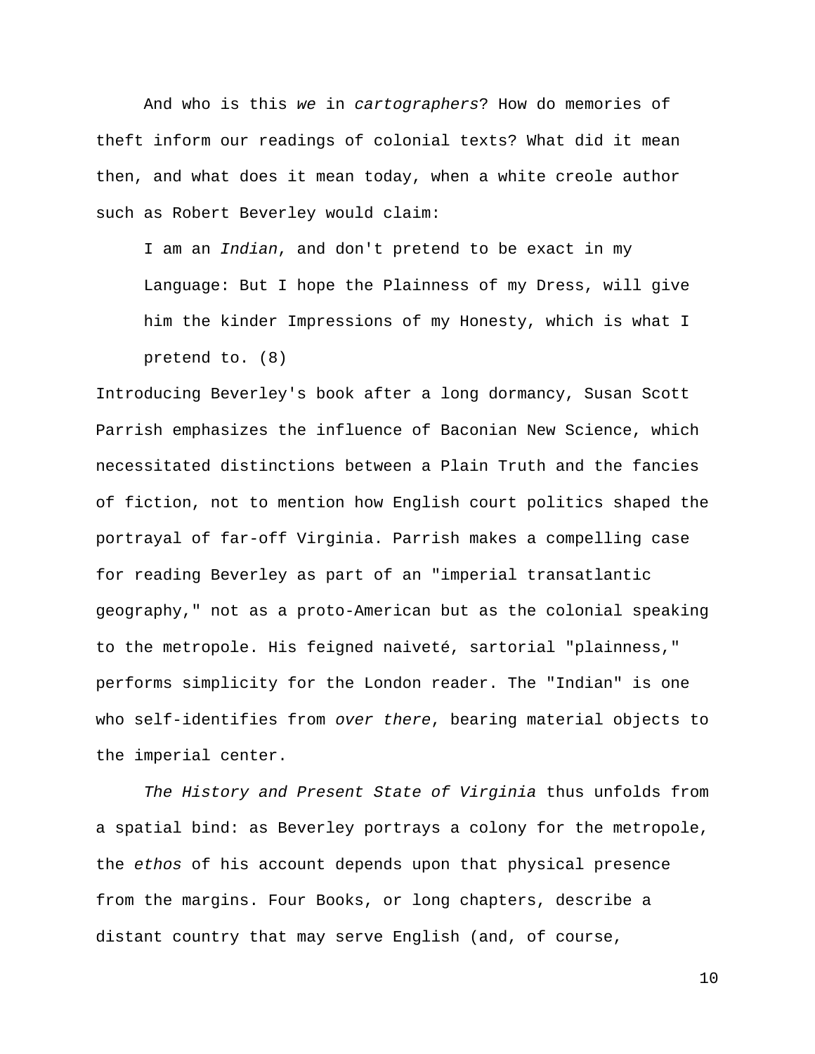And who is this *we* in *cartographers*? How do memories of theft inform our readings of colonial texts? What did it mean then, and what does it mean today, when a white creole author such as Robert Beverley would claim:

> I am an *Indian*, and don't pretend to be exact in my Language: But I hope the Plainness of my Dress, will give him the kinder Impressions of my Honesty, which is what I pretend to. (8)

Introducing Beverley's book after a long dormancy, Susan Scott Parrish emphasizes the influence of Baconian New Science, which necessitated distinctions between a Plain Truth and the fancies of fiction, not to mention how English court politics shaped the portrayal of far-off Virginia. Parrish makes a compelling case for reading Beverley as part of an "imperial transatlantic geography," not as a proto-American but as the colonial speaking to the metropole. His feigned naiveté, sartorial "plainness," performs simplicity for the London reader. The "Indian" is one who self-identifies from *over there*, bearing material objects to the imperial center.

*The History and Present State of Virginia* thus unfolds from a spatial bind: as Beverley portrays a colony for the metropole, the *ethos* of his account depends upon that physical presence from the margins. Four Books, or long chapters, describe a distant country that may serve English (and, of course,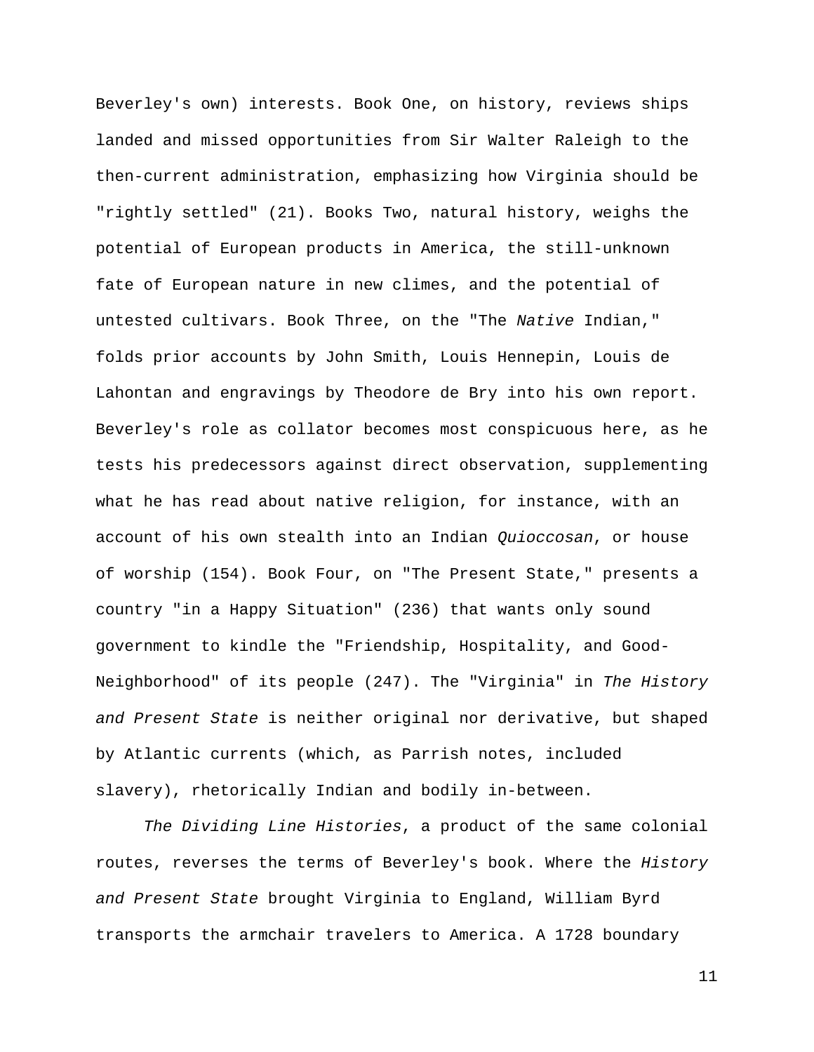Beverley's own) interests. Book One, on history, reviews ships landed and missed opportunities from Sir Walter Raleigh to the then-current administration, emphasizing how Virginia should be "rightly settled" (21). Books Two, natural history, weighs the potential of European products in America, the still-unknown fate of European nature in new climes, and the potential of untested cultivars. Book Three, on the "The *Native* Indian," folds prior accounts by John Smith, Louis Hennepin, Louis de Lahontan and engravings by Theodore de Bry into his own report. Beverley's role as collator becomes most conspicuous here, as he tests his predecessors against direct observation, supplementing what he has read about native religion, for instance, with an account of his own stealth into an Indian *Quioccosan*, or house of worship (154). Book Four, on "The Present State," presents a country "in a Happy Situation" (236) that wants only sound government to kindle the "Friendship, Hospitality, and Good-Neighborhood" of its people (247). The "Virginia" in *The History and Present State* is neither original nor derivative, but shaped by Atlantic currents (which, as Parrish notes, included slavery), rhetorically Indian and bodily in-between.

*The Dividing Line Histories*, a product of the same colonial routes, reverses the terms of Beverley's book. Where the *History and Present State* brought Virginia to England, William Byrd transports the armchair travelers to America. A 1728 boundary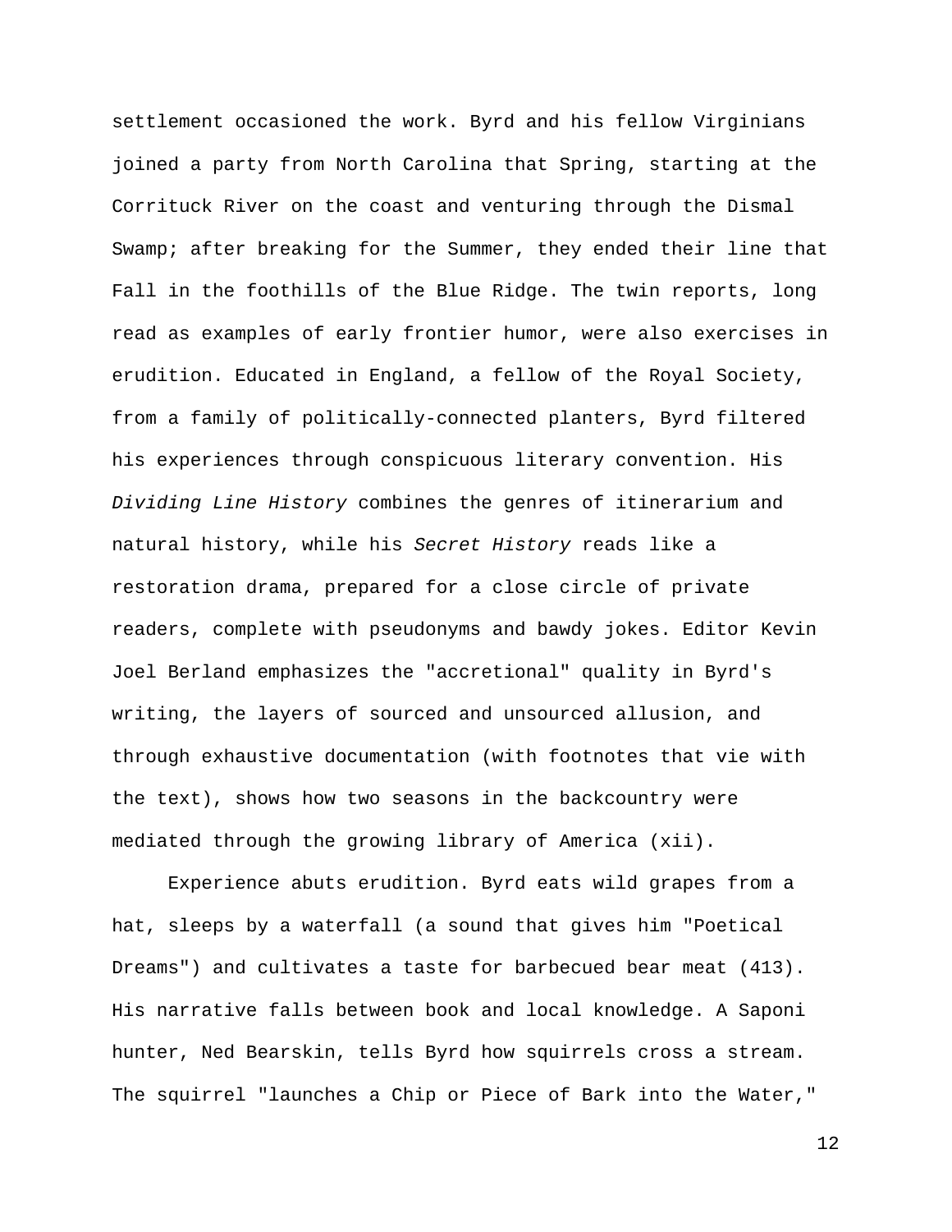settlement occasioned the work. Byrd and his fellow Virginians joined a party from North Carolina that Spring, starting at the Corrituck River on the coast and venturing through the Dismal Swamp; after breaking for the Summer, they ended their line that Fall in the foothills of the Blue Ridge. The twin reports, long read as examples of early frontier humor, were also exercises in erudition. Educated in England, a fellow of the Royal Society, from a family of politically-connected planters, Byrd filtered his experiences through conspicuous literary convention. His *Dividing Line History* combines the genres of itinerarium and natural history, while his *Secret History* reads like a restoration drama, prepared for a close circle of private readers, complete with pseudonyms and bawdy jokes. Editor Kevin Joel Berland emphasizes the "accretional" quality in Byrd's writing, the layers of sourced and unsourced allusion, and through exhaustive documentation (with footnotes that vie with the text), shows how two seasons in the backcountry were mediated through the growing library of America (xii).

Experience abuts erudition. Byrd eats wild grapes from a hat, sleeps by a waterfall (a sound that gives him "Poetical Dreams") and cultivates a taste for barbecued bear meat (413). His narrative falls between book and local knowledge. A Saponi hunter, Ned Bearskin, tells Byrd how squirrels cross a stream. The squirrel "launches a Chip or Piece of Bark into the Water,"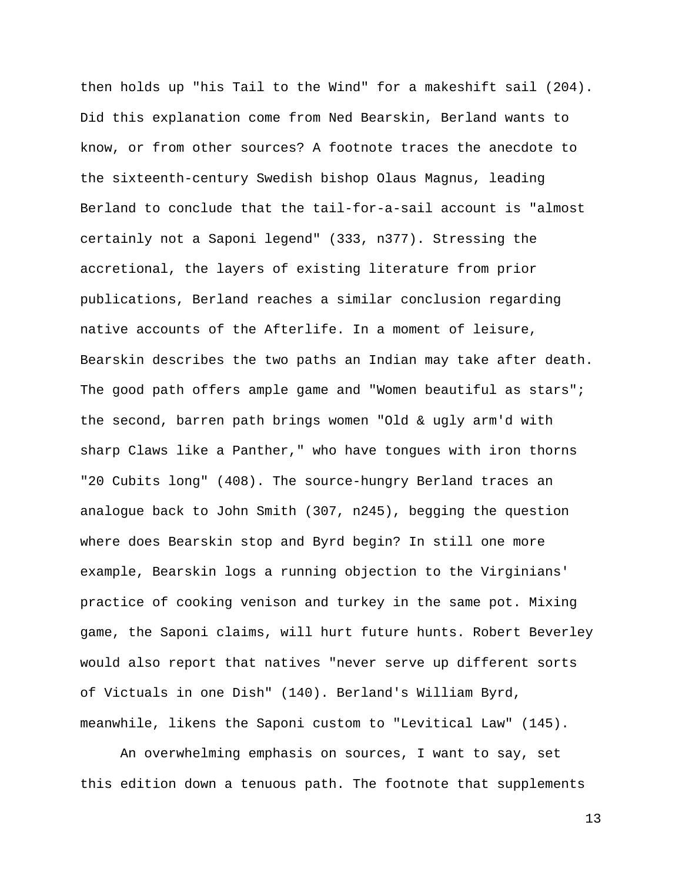then holds up "his Tail to the Wind" for a makeshift sail (204). Did this explanation come from Ned Bearskin, Berland wants to know, or from other sources? A footnote traces the anecdote to the sixteenth-century Swedish bishop Olaus Magnus, leading Berland to conclude that the tail-for-a-sail account is "almost certainly not a Saponi legend" (333, n377). Stressing the accretional, the layers of existing literature from prior publications, Berland reaches a similar conclusion regarding native accounts of the Afterlife. In a moment of leisure, Bearskin describes the two paths an Indian may take after death. The good path offers ample game and "Women beautiful as stars"; the second, barren path brings women "Old & ugly arm'd with sharp Claws like a Panther," who have tongues with iron thorns "20 Cubits long" (408). The source-hungry Berland traces an analogue back to John Smith (307, n245), begging the question where does Bearskin stop and Byrd begin? In still one more example, Bearskin logs a running objection to the Virginians' practice of cooking venison and turkey in the same pot. Mixing game, the Saponi claims, will hurt future hunts. Robert Beverley would also report that natives "never serve up different sorts of Victuals in one Dish" (140). Berland's William Byrd, meanwhile, likens the Saponi custom to "Levitical Law" (145).

An overwhelming emphasis on sources, I want to say, set this edition down a tenuous path. The footnote that supplements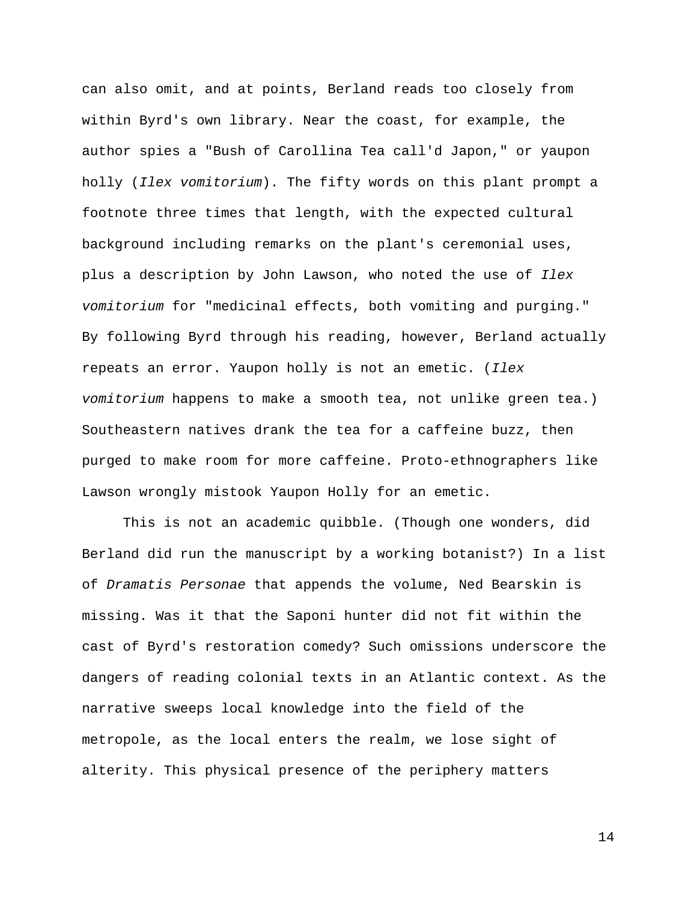can also omit, and at points, Berland reads too closely from within Byrd's own library. Near the coast, for example, the author spies a "Bush of Carollina Tea call'd Japon," or yaupon holly (*Ilex vomitorium*). The fifty words on this plant prompt a footnote three times that length, with the expected cultural background including remarks on the plant's ceremonial uses, plus a description by John Lawson, who noted the use of *Ilex vomitorium* for "medicinal effects, both vomiting and purging." By following Byrd through his reading, however, Berland actually repeats an error. Yaupon holly is not an emetic. (*Ilex vomitorium* happens to make a smooth tea, not unlike green tea.) Southeastern natives drank the tea for a caffeine buzz, then purged to make room for more caffeine. Proto-ethnographers like Lawson wrongly mistook Yaupon Holly for an emetic.

This is not an academic quibble. (Though one wonders, did Berland did run the manuscript by a working botanist?) In a list of *Dramatis Personae* that appends the volume, Ned Bearskin is missing. Was it that the Saponi hunter did not fit within the cast of Byrd's restoration comedy? Such omissions underscore the dangers of reading colonial texts in an Atlantic context. As the narrative sweeps local knowledge into the field of the metropole, as the local enters the realm, we lose sight of alterity. This physical presence of the periphery matters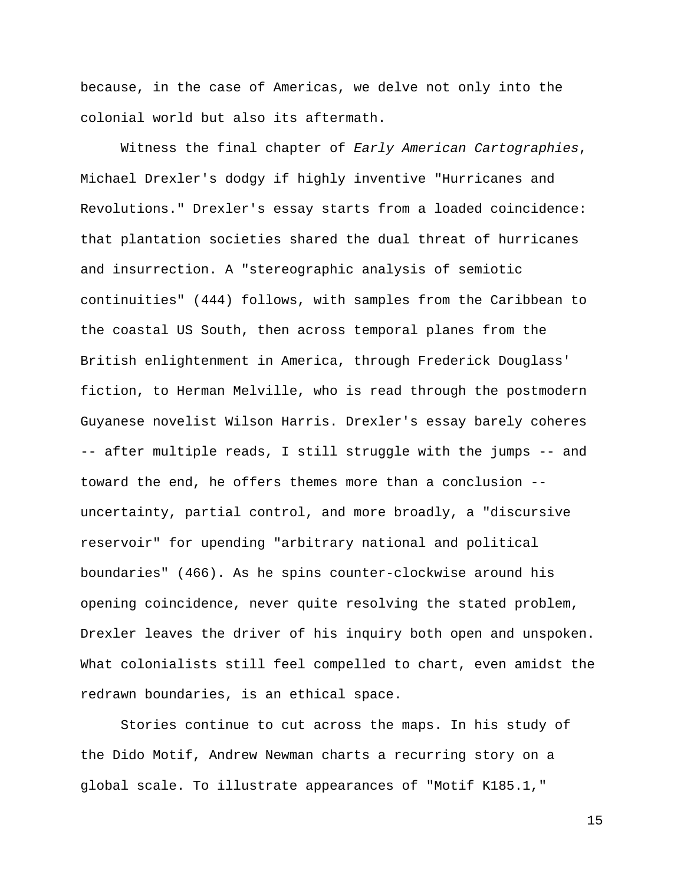because, in the case of Americas, we delve not only into the colonial world but also its aftermath.

Witness the final chapter of *Early American Cartographies*, Michael Drexler's dodgy if highly inventive "Hurricanes and Revolutions." Drexler's essay starts from a loaded coincidence: that plantation societies shared the dual threat of hurricanes and insurrection. A "stereographic analysis of semiotic continuities" (444) follows, with samples from the Caribbean to the coastal US South, then across temporal planes from the British enlightenment in America, through Frederick Douglass' fiction, to Herman Melville, who is read through the postmodern Guyanese novelist Wilson Harris. Drexler's essay barely coheres -- after multiple reads, I still struggle with the jumps -- and toward the end, he offers themes more than a conclusion -- uncertainty, partial control, and more broadly, a "discursive reservoir" for upending "arbitrary national and political boundaries" (466). As he spins counter-clockwise around his opening coincidence, never quite resolving the stated problem, Drexler leaves the driver of his inquiry both open and unspoken. What colonialists still feel compelled to chart, even amidst the redrawn boundaries, is an ethical space.

Stories continue to cut across the maps. In his study of the Dido Motif, Andrew Newman charts a recurring story on a global scale. To illustrate appearances of "Motif K185.1,"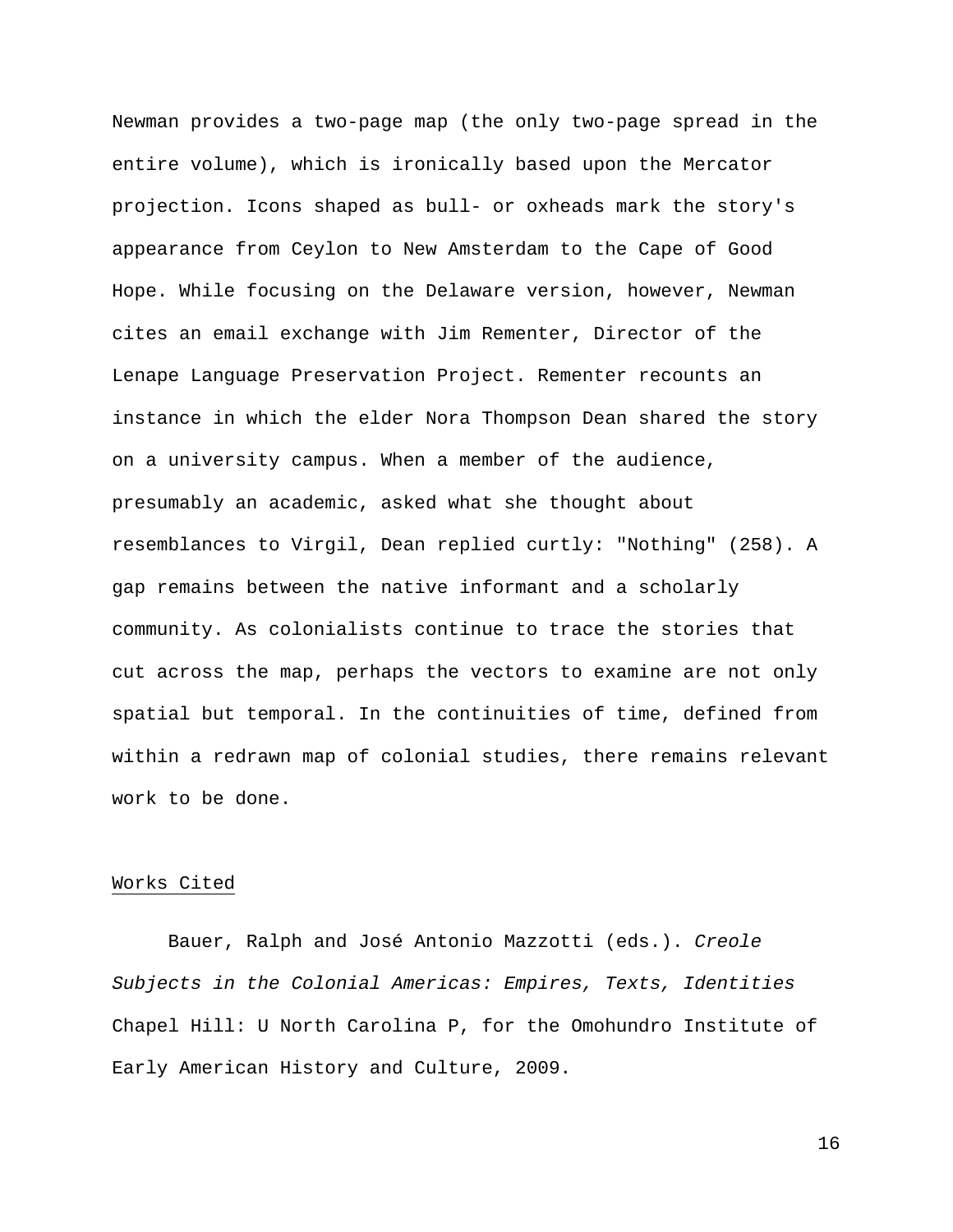Newman provides a two-page map (the only two-page spread in the entire volume), which is ironically based upon the Mercator projection. Icons shaped as bull- or oxheads mark the story's appearance from Ceylon to New Amsterdam to the Cape of Good Hope. While focusing on the Delaware version, however, Newman cites an email exchange with Jim Rementer, Director of the Lenape Language Preservation Project. Rementer recounts an instance in which the elder Nora Thompson Dean shared the story on a university campus. When a member of the audience, presumably an academic, asked what she thought about resemblances to Virgil, Dean replied curtly: "Nothing" (258). A gap remains between the native informant and a scholarly community. As colonialists continue to trace the stories that cut across the map, perhaps the vectors to examine are not only spatial but temporal. In the continuities of time, defined from within a redrawn map of colonial studies, there remains relevant work to be done.

<u>Works Cited</u>

Bauer, Ralph and José Antonio Mazzotti (eds.). *Creole Subjects in the Colonial Americas: Empires, Texts, Identities* Chapel Hill: U North Carolina P, for the Omohundro Institute of Early American History and Culture, 2009.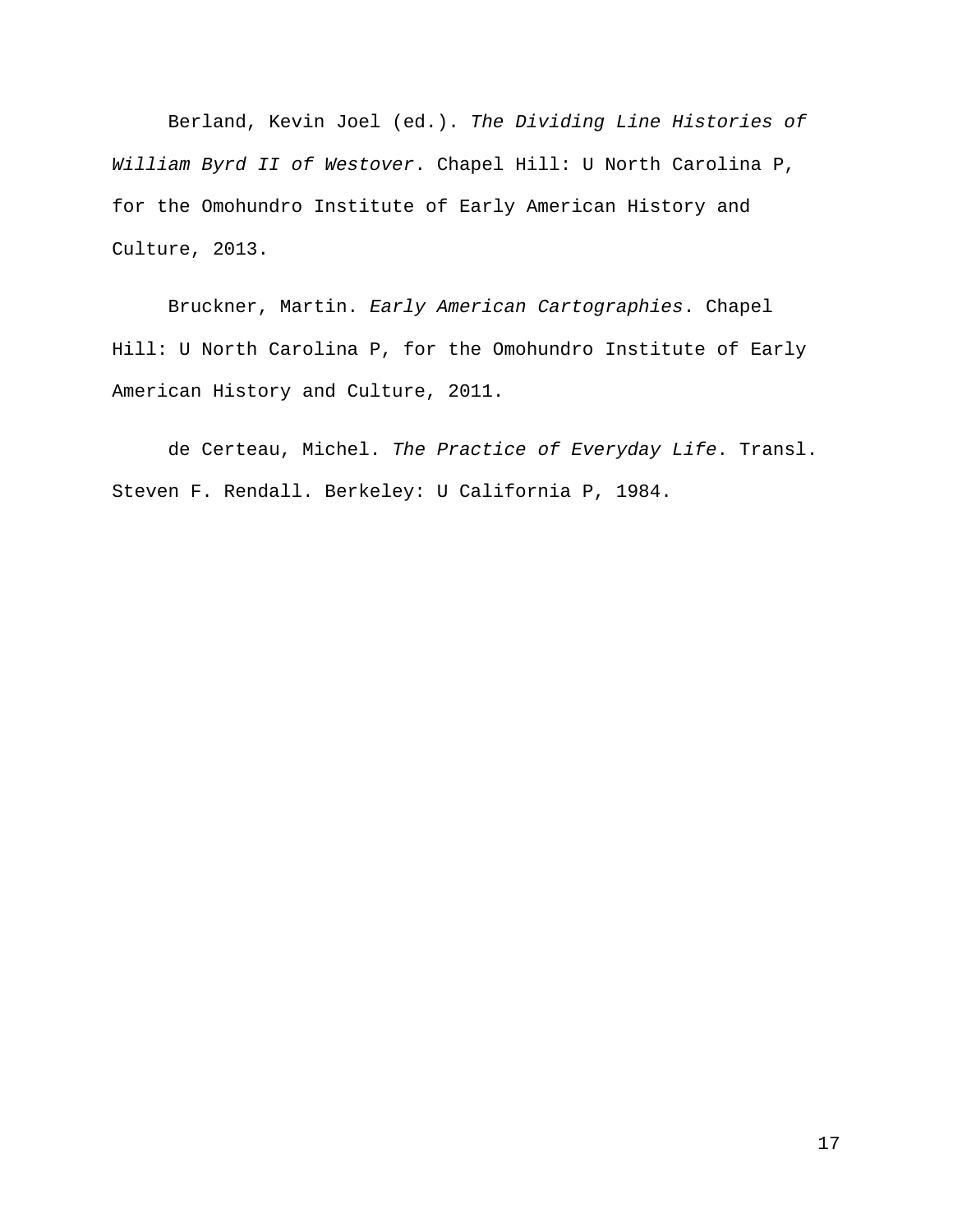Berland, Kevin Joel (ed.). *The Dividing Line Histories of William Byrd II of Westover*. Chapel Hill: U North Carolina P, for the Omohundro Institute of Early American History and Culture, 2013.

Bruckner, Martin. *Early American Cartographies*. Chapel Hill: U North Carolina P, for the Omohundro Institute of Early American History and Culture, 2011.

de Certeau, Michel. *The Practice of Everyday Life*. Transl. Steven F. Rendall. Berkeley: U California P, 1984.